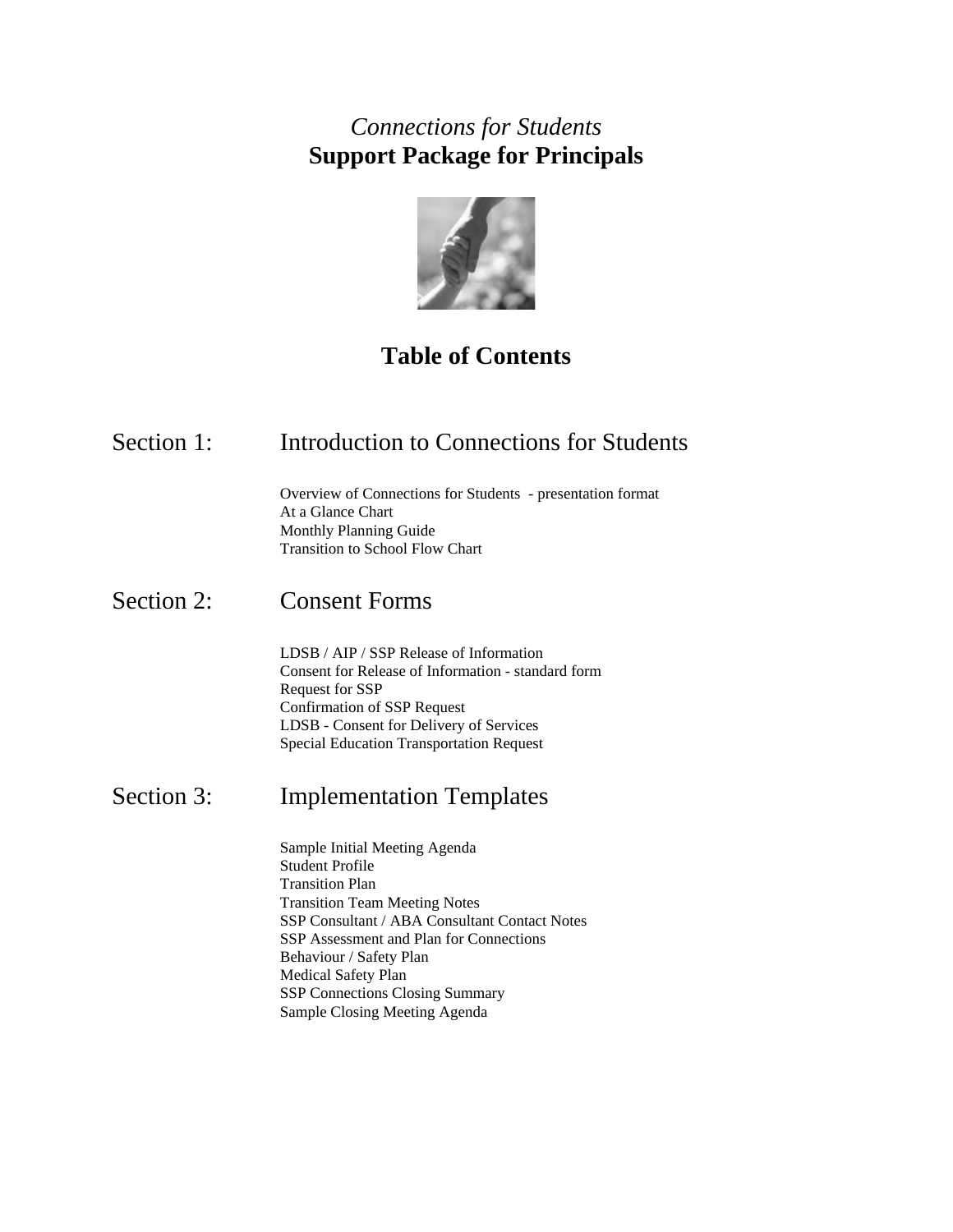# *Connections for Students*
# **Support Package for Principals**

## **Table of Contents**

## Section 1: Introduction to Connections for Students

Overview of Connections for Students - presentation format
At a Glance Chart
Monthly Planning Guide
Transition to School Flow Chart

## Section 2: Consent Forms

LDSB / AIP / SSP Release of Information
Consent for Release of Information - standard form
Request for SSP
Confirmation of SSP Request
LDSB - Consent for Delivery of Services
Special Education Transportation Request

## Section 3: Implementation Templates

Sample Initial Meeting Agenda
Student Profile
Transition Plan
Transition Team Meeting Notes
SSP Consultant / ABA Consultant Contact Notes
SSP Assessment and Plan for Connections
Behaviour / Safety Plan
Medical Safety Plan
SSP Connections Closing Summary
Sample Closing Meeting Agenda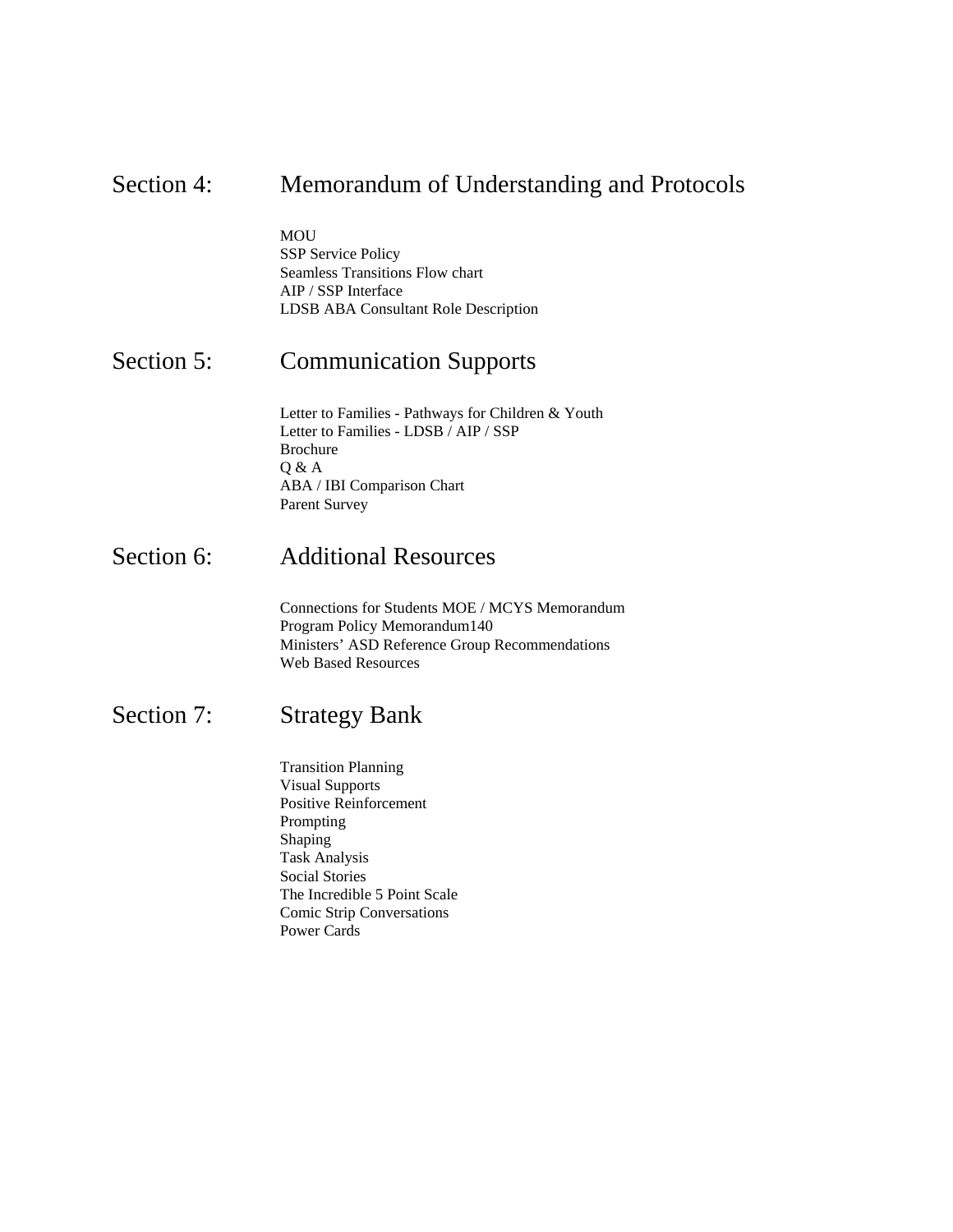## Section 4: Memorandum of Understanding and Protocols

MOU
SSP Service Policy
Seamless Transitions Flow chart
AIP / SSP Interface
LDSB ABA Consultant Role Description

## Section 5: Communication Supports

Letter to Families - Pathways for Children & Youth
Letter to Families - LDSB / AIP / SSP
Brochure
Q & A
ABA / IBI Comparison Chart
Parent Survey

## Section 6: Additional Resources

Connections for Students MOE / MCYS Memorandum
Program Policy Memorandum140
Ministers' ASD Reference Group Recommendations
Web Based Resources

## Section 7: Strategy Bank

Transition Planning
Visual Supports
Positive Reinforcement
Prompting
Shaping
Task Analysis
Social Stories
The Incredible 5 Point Scale
Comic Strip Conversations
Power Cards